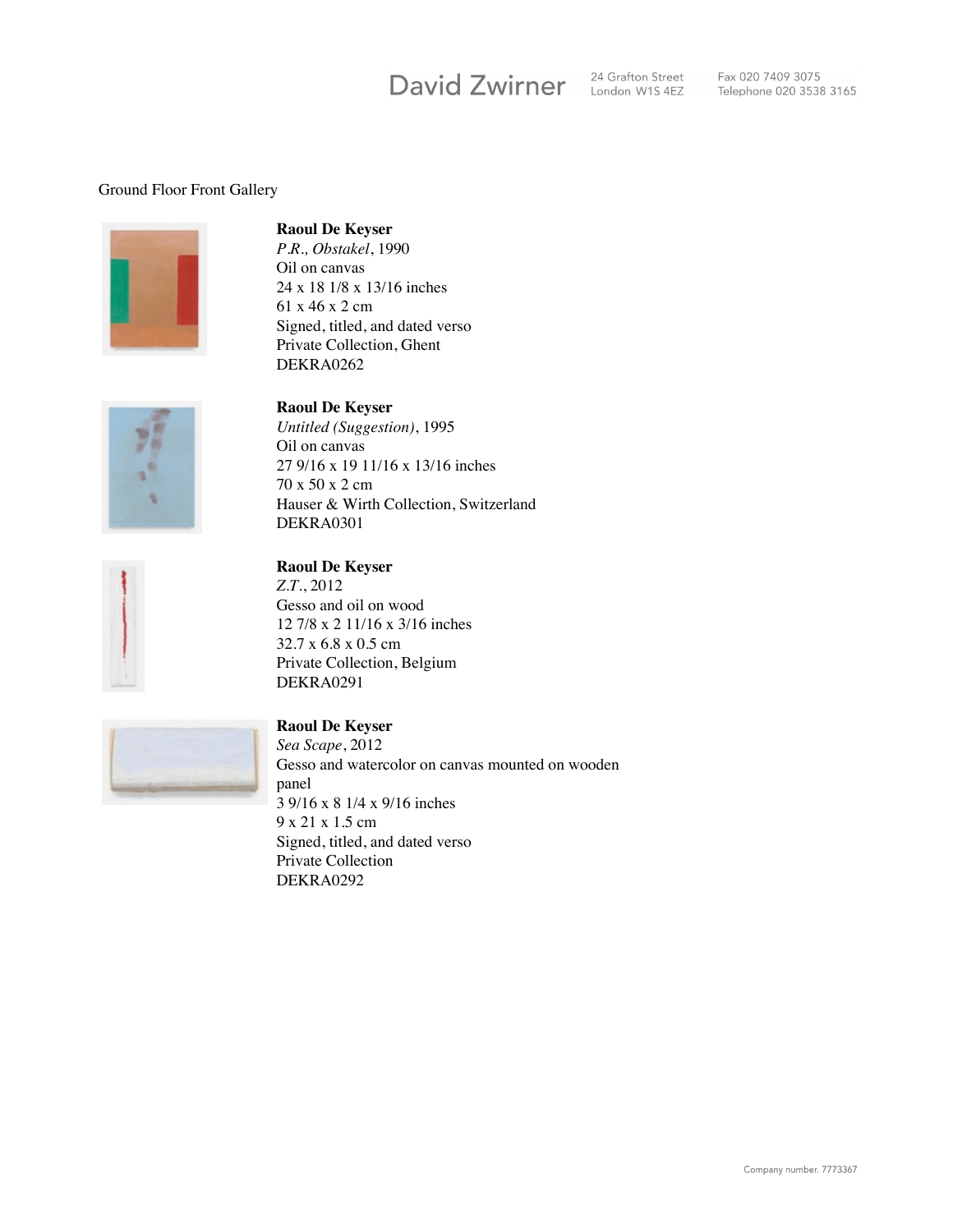David Zwirner 24 Grafton Street London W1S 4EZ Fax 020 7409 3075 Telephone 020 3538 3165

Ground Floor Front Gallery

**Raoul De Keyser**
*P.R., Obstakel*, 1990
Oil on canvas
24 x 18 1/8 x 13/16 inches
61 x 46 x 2 cm
Signed, titled, and dated verso
Private Collection, Ghent
DEKRA0262

**Raoul De Keyser**
*Untitled (Suggestion)*, 1995
Oil on canvas
27 9/16 x 19 11/16 x 13/16 inches
70 x 50 x 2 cm
Hauser & Wirth Collection, Switzerland
DEKRA0301

**Raoul De Keyser**
*Z.T.*, 2012
Gesso and oil on wood
12 7/8 x 2 11/16 x 3/16 inches
32.7 x 6.8 x 0.5 cm
Private Collection, Belgium
DEKRA0291

**Raoul De Keyser**
*Sea Scape*, 2012
Gesso and watercolor on canvas mounted on wooden panel
3 9/16 x 8 1/4 x 9/16 inches
9 x 21 x 1.5 cm
Signed, titled, and dated verso
Private Collection
DEKRA0292

Company number. 7773367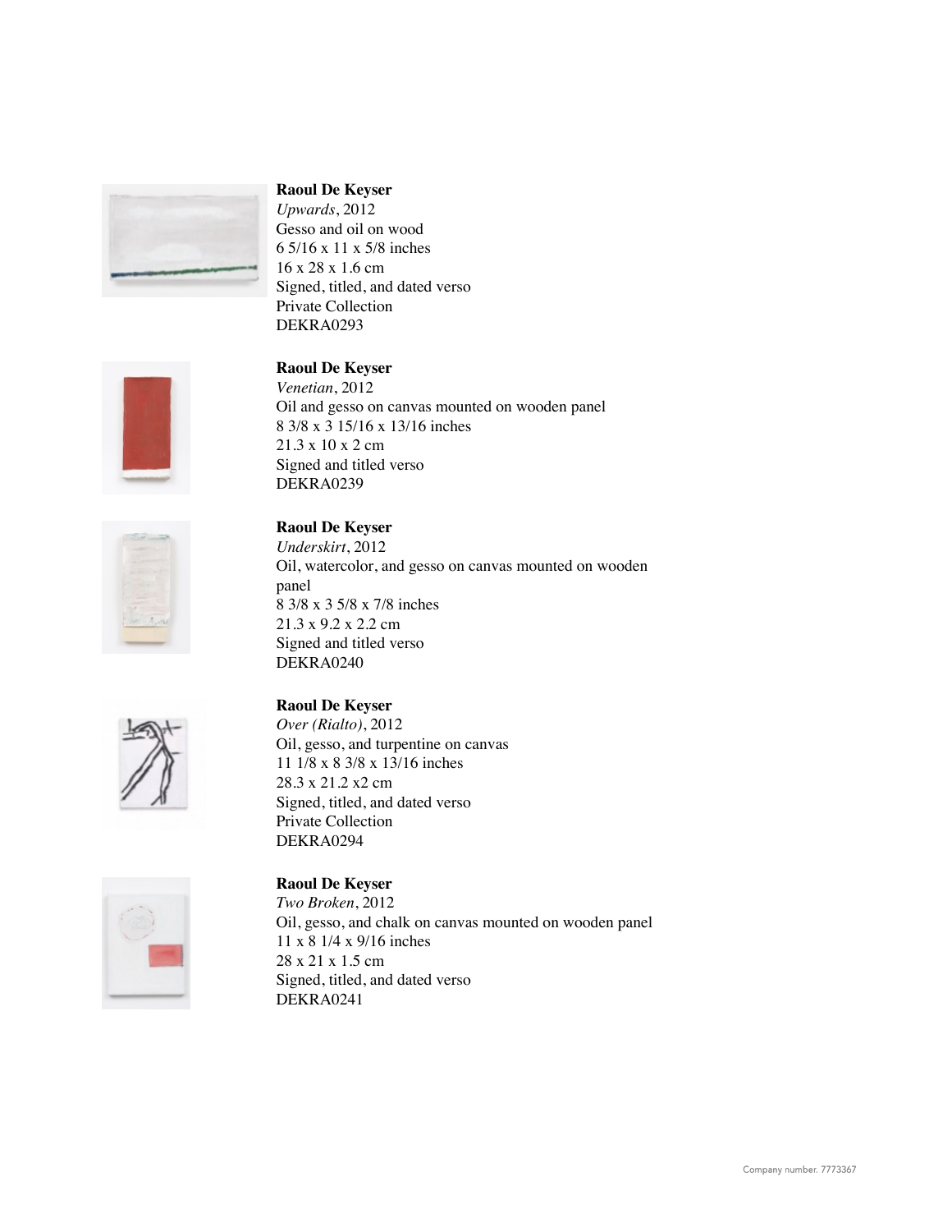**Raoul De Keyser**
*Upwards*, 2012
Gesso and oil on wood
6 5/16 x 11 x 5/8 inches
16 x 28 x 1.6 cm
Signed, titled, and dated verso
Private Collection
DEKRA0293

**Raoul De Keyser**
*Venetian*, 2012
Oil and gesso on canvas mounted on wooden panel
8 3/8 x 3 15/16 x 13/16 inches
21.3 x 10 x 2 cm
Signed and titled verso
DEKRA0239

**Raoul De Keyser**
*Underskirt*, 2012
Oil, watercolor, and gesso on canvas mounted on wooden panel
8 3/8 x 3 5/8 x 7/8 inches
21.3 x 9.2 x 2.2 cm
Signed and titled verso
DEKRA0240

**Raoul De Keyser**
*Over (Rialto)*, 2012
Oil, gesso, and turpentine on canvas
11 1/8 x 8 3/8 x 13/16 inches
28.3 x 21.2 x2 cm
Signed, titled, and dated verso
Private Collection
DEKRA0294

**Raoul De Keyser**
*Two Broken*, 2012
Oil, gesso, and chalk on canvas mounted on wooden panel
11 x 8 1/4 x 9/16 inches
28 x 21 x 1.5 cm
Signed, titled, and dated verso
DEKRA0241

Company number. 7773367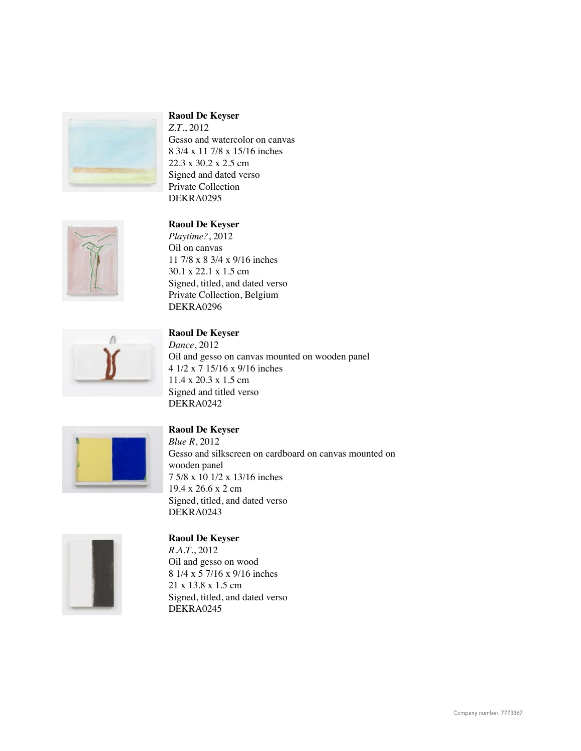**Raoul De Keyser**
*Z.T.*, 2012
Gesso and watercolor on canvas
8 3/4 x 11 7/8 x 15/16 inches
22.3 x 30.2 x 2.5 cm
Signed and dated verso
Private Collection
DEKRA0295

**Raoul De Keyser**
*Playtime?*, 2012
Oil on canvas
11 7/8 x 8 3/4 x 9/16 inches
30.1 x 22.1 x 1.5 cm
Signed, titled, and dated verso
Private Collection, Belgium
DEKRA0296

**Raoul De Keyser**
*Dance*, 2012
Oil and gesso on canvas mounted on wooden panel
4 1/2 x 7 15/16 x 9/16 inches
11.4 x 20.3 x 1.5 cm
Signed and titled verso
DEKRA0242

**Raoul De Keyser**
*Blue R*, 2012
Gesso and silkscreen on cardboard on canvas mounted on wooden panel
7 5/8 x 10 1/2 x 13/16 inches
19.4 x 26.6 x 2 cm
Signed, titled, and dated verso
DEKRA0243

**Raoul De Keyser**
*R.A.T.*, 2012
Oil and gesso on wood
8 1/4 x 5 7/16 x 9/16 inches
21 x 13.8 x 1.5 cm
Signed, titled, and dated verso
DEKRA0245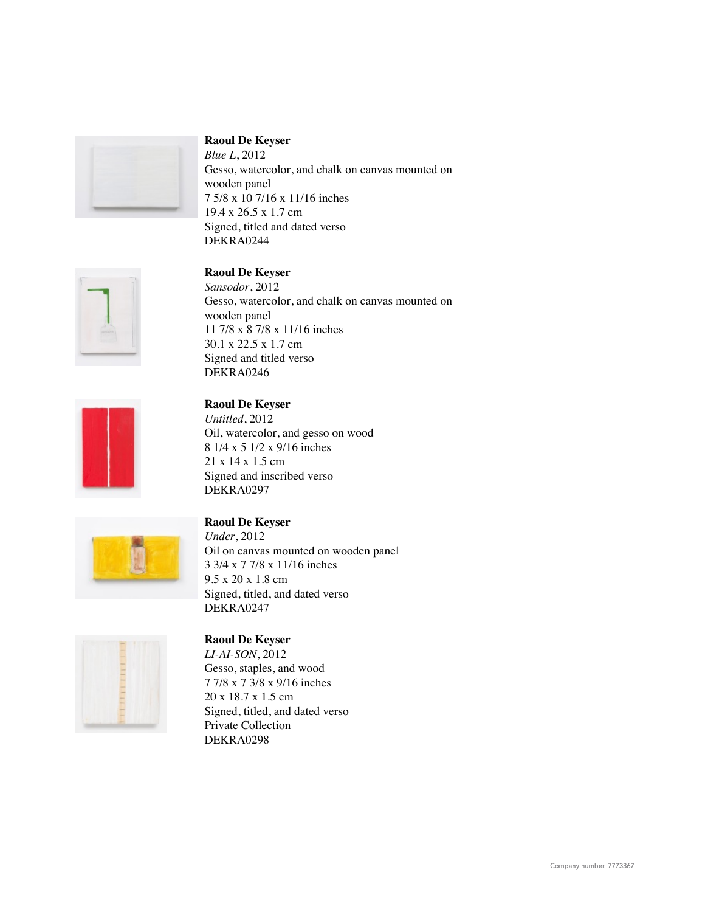**Raoul De Keyser**
*Blue L*, 2012
Gesso, watercolor, and chalk on canvas mounted on wooden panel
7 5/8 x 10 7/16 x 11/16 inches
19.4 x 26.5 x 1.7 cm
Signed, titled and dated verso
DEKRA0244

**Raoul De Keyser**
*Sansodor*, 2012
Gesso, watercolor, and chalk on canvas mounted on wooden panel
11 7/8 x 8 7/8 x 11/16 inches
30.1 x 22.5 x 1.7 cm
Signed and titled verso
DEKRA0246

**Raoul De Keyser**
*Untitled*, 2012
Oil, watercolor, and gesso on wood
8 1/4 x 5 1/2 x 9/16 inches
21 x 14 x 1.5 cm
Signed and inscribed verso
DEKRA0297

**Raoul De Keyser**
*Under*, 2012
Oil on canvas mounted on wooden panel
3 3/4 x 7 7/8 x 11/16 inches
9.5 x 20 x 1.8 cm
Signed, titled, and dated verso
DEKRA0247

**Raoul De Keyser**
*LI-AI-SON*, 2012
Gesso, staples, and wood
7 7/8 x 7 3/8 x 9/16 inches
20 x 18.7 x 1.5 cm
Signed, titled, and dated verso
Private Collection
DEKRA0298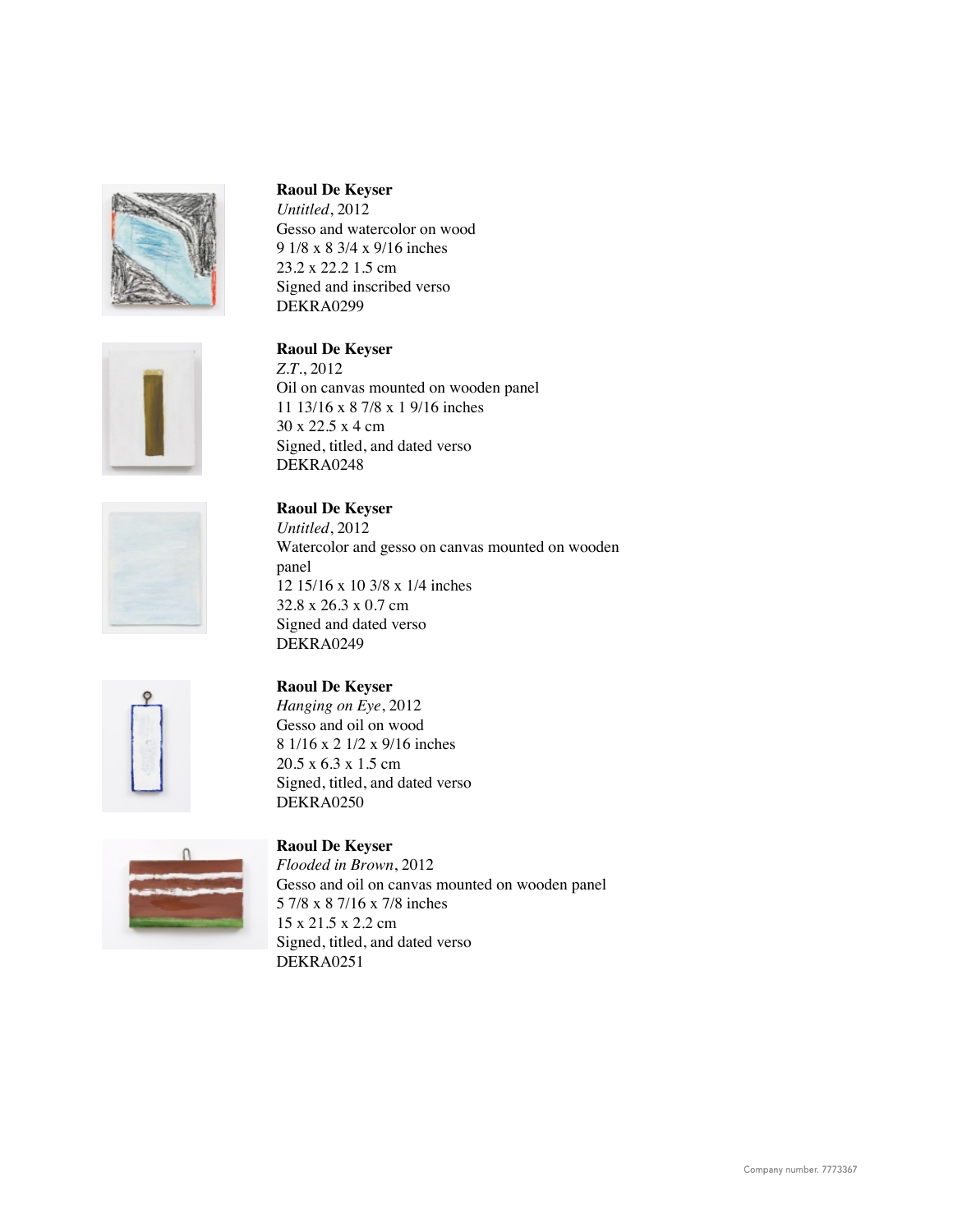**Raoul De Keyser**
*Untitled*, 2012
Gesso and watercolor on wood
9 1/8 x 8 3/4 x 9/16 inches
23.2 x 22.2 1.5 cm
Signed and inscribed verso
DEKRA0299

**Raoul De Keyser**
*Z.T.*, 2012
Oil on canvas mounted on wooden panel
11 13/16 x 8 7/8 x 1 9/16 inches
30 x 22.5 x 4 cm
Signed, titled, and dated verso
DEKRA0248

**Raoul De Keyser**
*Untitled*, 2012
Watercolor and gesso on canvas mounted on wooden panel
12 15/16 x 10 3/8 x 1/4 inches
32.8 x 26.3 x 0.7 cm
Signed and dated verso
DEKRA0249

**Raoul De Keyser**
*Hanging on Eye*, 2012
Gesso and oil on wood
8 1/16 x 2 1/2 x 9/16 inches
20.5 x 6.3 x 1.5 cm
Signed, titled, and dated verso
DEKRA0250

**Raoul De Keyser**
*Flooded in Brown*, 2012
Gesso and oil on canvas mounted on wooden panel
5 7/8 x 8 7/16 x 7/8 inches
15 x 21.5 x 2.2 cm
Signed, titled, and dated verso
DEKRA0251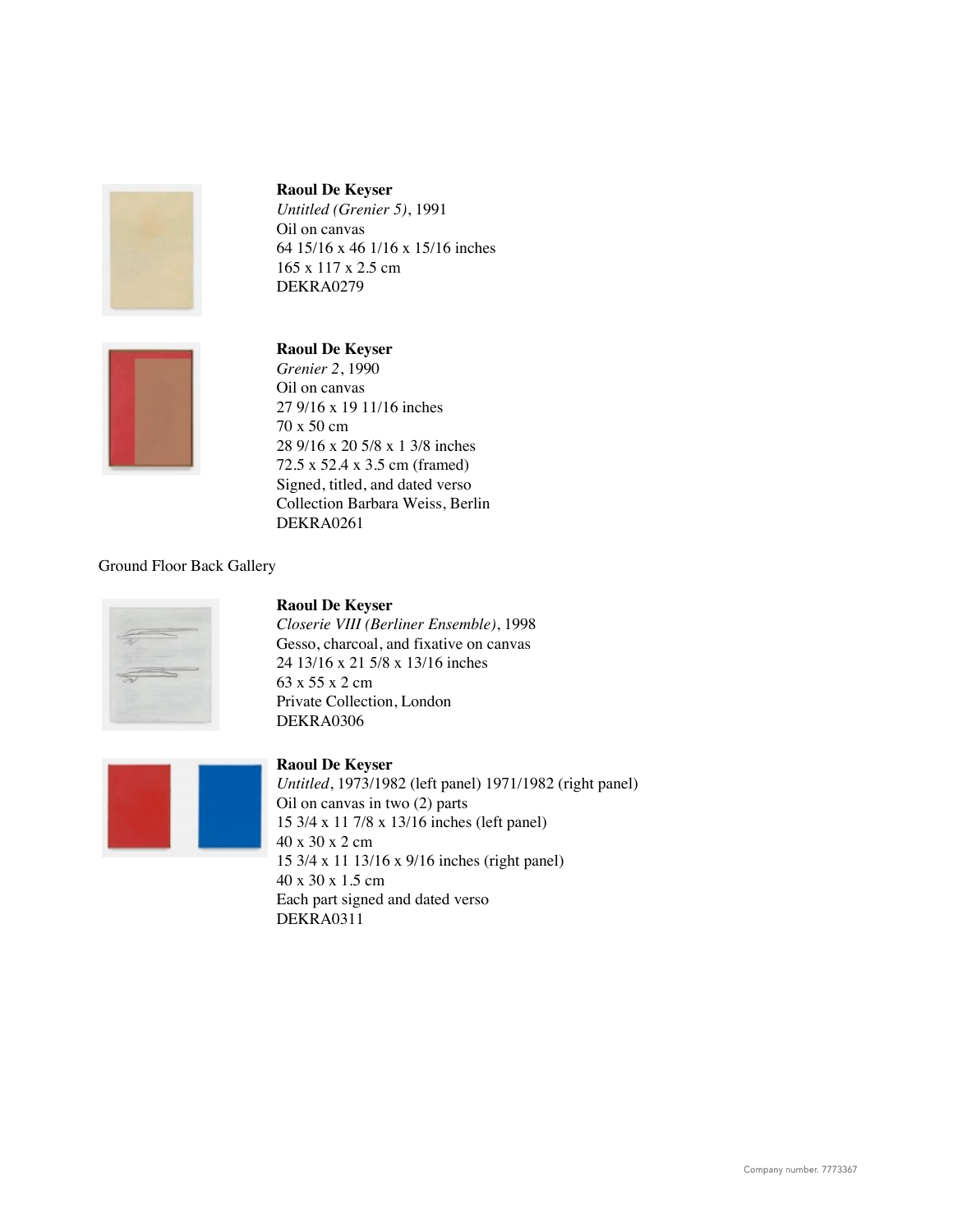**Raoul De Keyser**
*Untitled (Grenier 5)*, 1991
Oil on canvas
64 15/16 x 46 1/16 x 15/16 inches
165 x 117 x 2.5 cm
DEKRA0279

**Raoul De Keyser**
*Grenier 2*, 1990
Oil on canvas
27 9/16 x 19 11/16 inches
70 x 50 cm
28 9/16 x 20 5/8 x 1 3/8 inches
72.5 x 52.4 x 3.5 cm (framed)
Signed, titled, and dated verso
Collection Barbara Weiss, Berlin
DEKRA0261

Ground Floor Back Gallery

**Raoul De Keyser**
*Closerie VIII (Berliner Ensemble)*, 1998
Gesso, charcoal, and fixative on canvas
24 13/16 x 21 5/8 x 13/16 inches
63 x 55 x 2 cm
Private Collection, London
DEKRA0306

**Raoul De Keyser**
*Untitled*, 1973/1982 (left panel) 1971/1982 (right panel)
Oil on canvas in two (2) parts
15 3/4 x 11 7/8 x 13/16 inches (left panel)
40 x 30 x 2 cm
15 3/4 x 11 13/16 x 9/16 inches (right panel)
40 x 30 x 1.5 cm
Each part signed and dated verso
DEKRA0311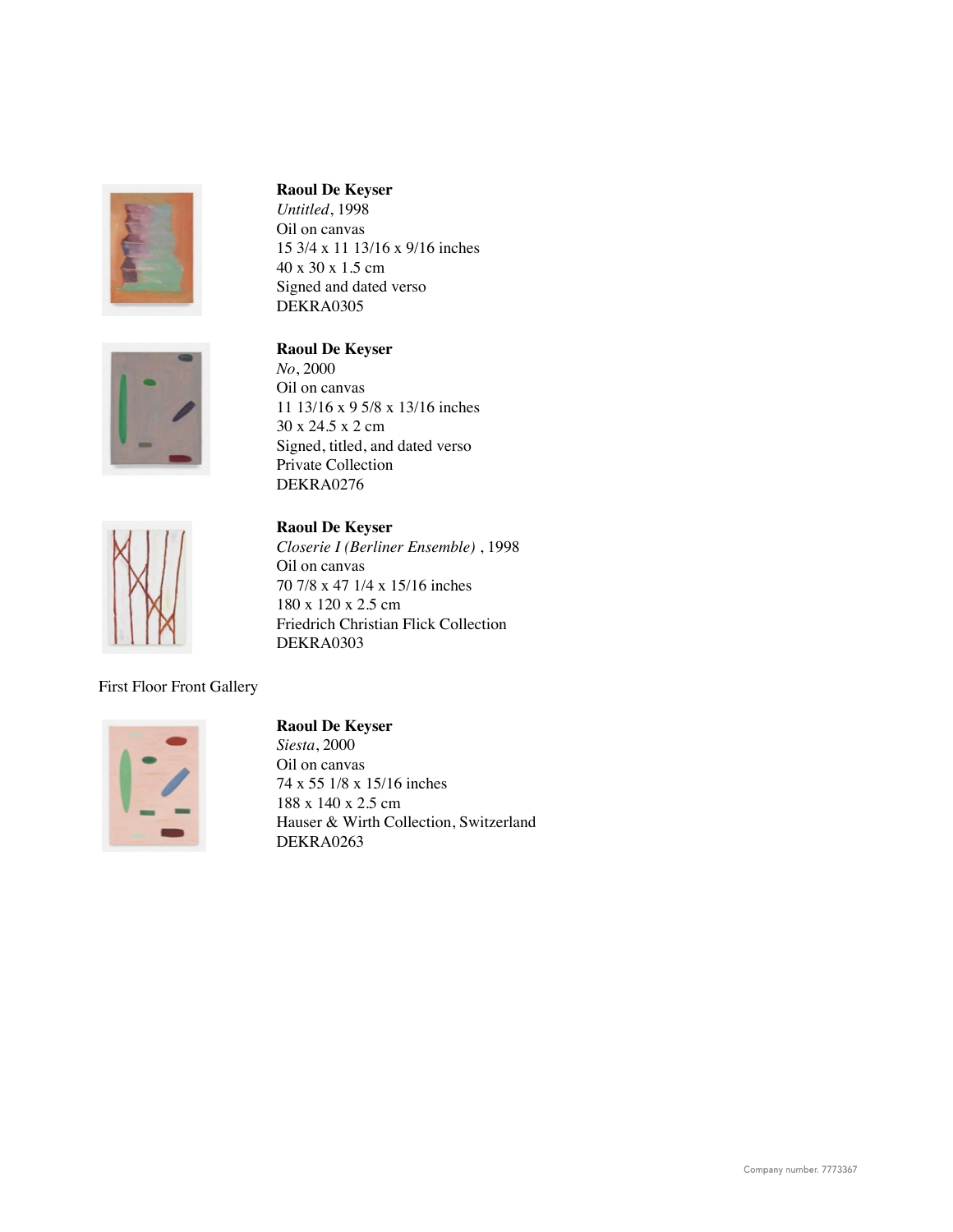**Raoul De Keyser**
*Untitled*, 1998
Oil on canvas
15 3/4 x 11 13/16 x 9/16 inches
40 x 30 x 1.5 cm
Signed and dated verso
DEKRA0305

**Raoul De Keyser**
*No*, 2000
Oil on canvas
11 13/16 x 9 5/8 x 13/16 inches
30 x 24.5 x 2 cm
Signed, titled, and dated verso
Private Collection
DEKRA0276

**Raoul De Keyser**
*Closerie I (Berliner Ensemble)* , 1998
Oil on canvas
70 7/8 x 47 1/4 x 15/16 inches
180 x 120 x 2.5 cm
Friedrich Christian Flick Collection
DEKRA0303

First Floor Front Gallery

**Raoul De Keyser**
*Siesta*, 2000
Oil on canvas
74 x 55 1/8 x 15/16 inches
188 x 140 x 2.5 cm
Hauser & Wirth Collection, Switzerland
DEKRA0263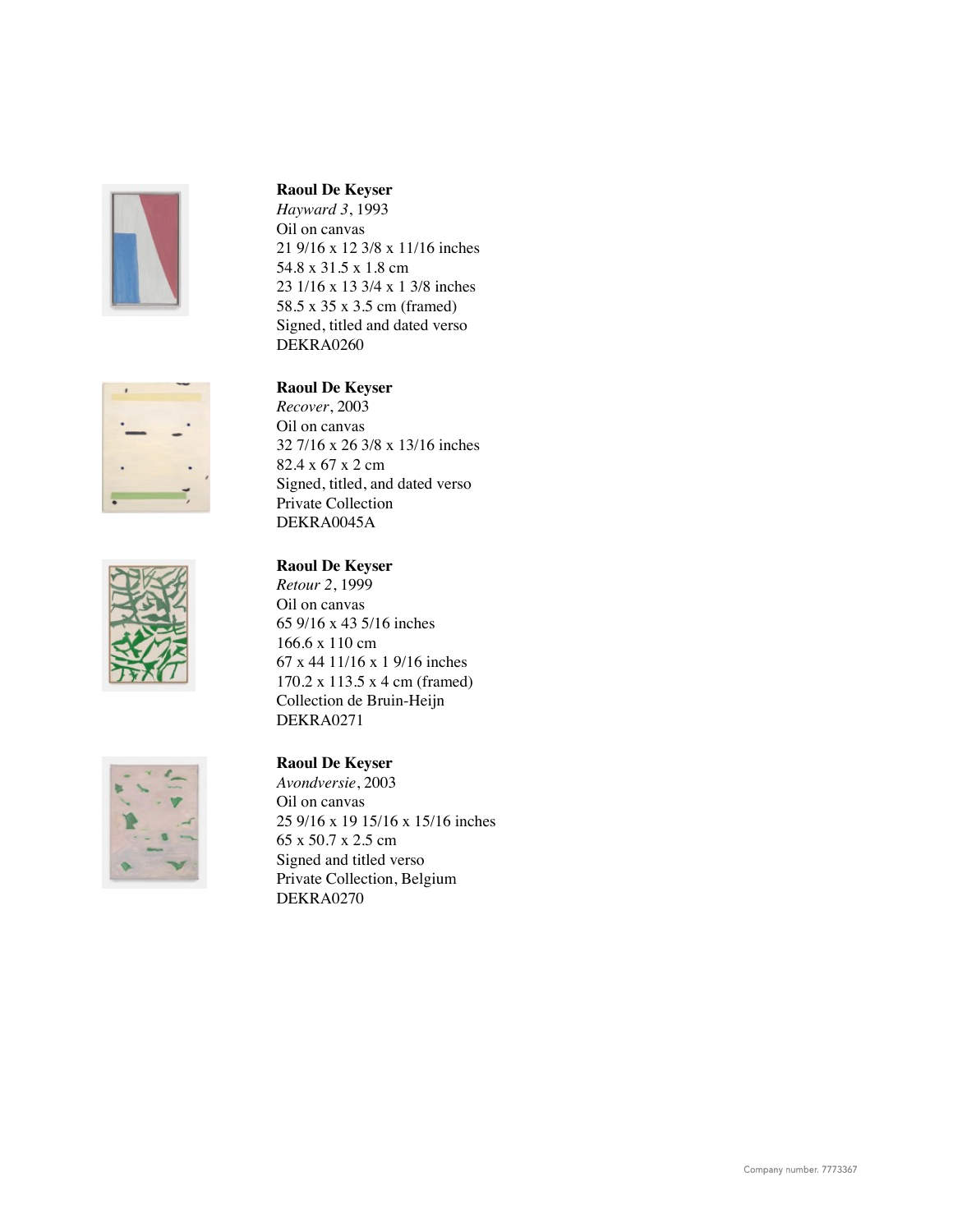**Raoul De Keyser**
*Hayward 3*, 1993
Oil on canvas
21 9/16 x 12 3/8 x 11/16 inches
54.8 x 31.5 x 1.8 cm
23 1/16 x 13 3/4 x 1 3/8 inches
58.5 x 35 x 3.5 cm (framed)
Signed, titled and dated verso
DEKRA0260

**Raoul De Keyser**
*Recover*, 2003
Oil on canvas
32 7/16 x 26 3/8 x 13/16 inches
82.4 x 67 x 2 cm
Signed, titled, and dated verso
Private Collection
DEKRA0045A

**Raoul De Keyser**
*Retour 2*, 1999
Oil on canvas
65 9/16 x 43 5/16 inches
166.6 x 110 cm
67 x 44 11/16 x 1 9/16 inches
170.2 x 113.5 x 4 cm (framed)
Collection de Bruin-Heijn
DEKRA0271

**Raoul De Keyser**
*Avondversie*, 2003
Oil on canvas
25 9/16 x 19 15/16 x 15/16 inches
65 x 50.7 x 2.5 cm
Signed and titled verso
Private Collection, Belgium
DEKRA0270

Company number. 7773367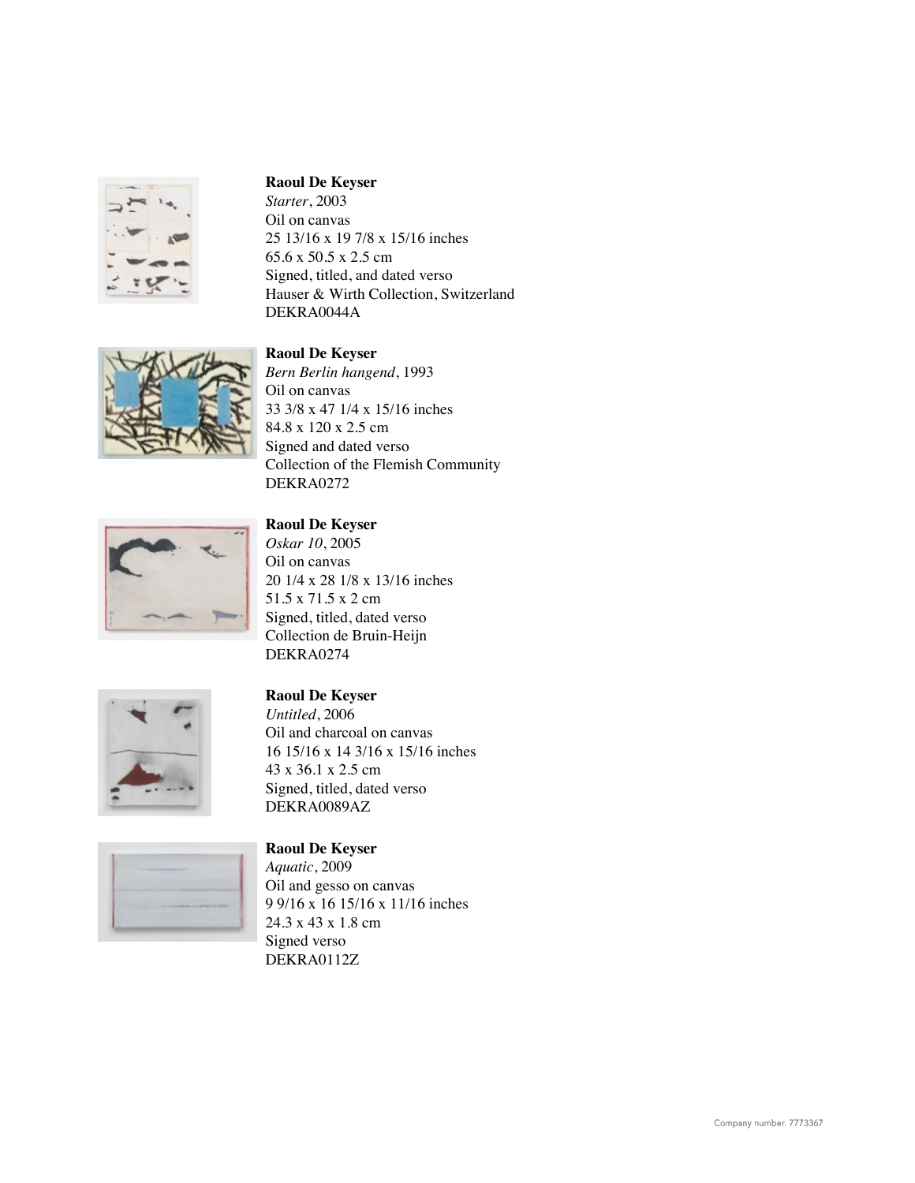**Raoul De Keyser**
*Starter*, 2003
Oil on canvas
25 13/16 x 19 7/8 x 15/16 inches
65.6 x 50.5 x 2.5 cm
Signed, titled, and dated verso
Hauser & Wirth Collection, Switzerland
DEKRA0044A

**Raoul De Keyser**
*Bern Berlin hangend*, 1993
Oil on canvas
33 3/8 x 47 1/4 x 15/16 inches
84.8 x 120 x 2.5 cm
Signed and dated verso
Collection of the Flemish Community
DEKRA0272

**Raoul De Keyser**
*Oskar 10*, 2005
Oil on canvas
20 1/4 x 28 1/8 x 13/16 inches
51.5 x 71.5 x 2 cm
Signed, titled, dated verso
Collection de Bruin-Heijn
DEKRA0274

**Raoul De Keyser**
*Untitled*, 2006
Oil and charcoal on canvas
16 15/16 x 14 3/16 x 15/16 inches
43 x 36.1 x 2.5 cm
Signed, titled, dated verso
DEKRA0089AZ

**Raoul De Keyser**
*Aquatic*, 2009
Oil and gesso on canvas
9 9/16 x 16 15/16 x 11/16 inches
24.3 x 43 x 1.8 cm
Signed verso
DEKRA0112Z

Company number. 7773367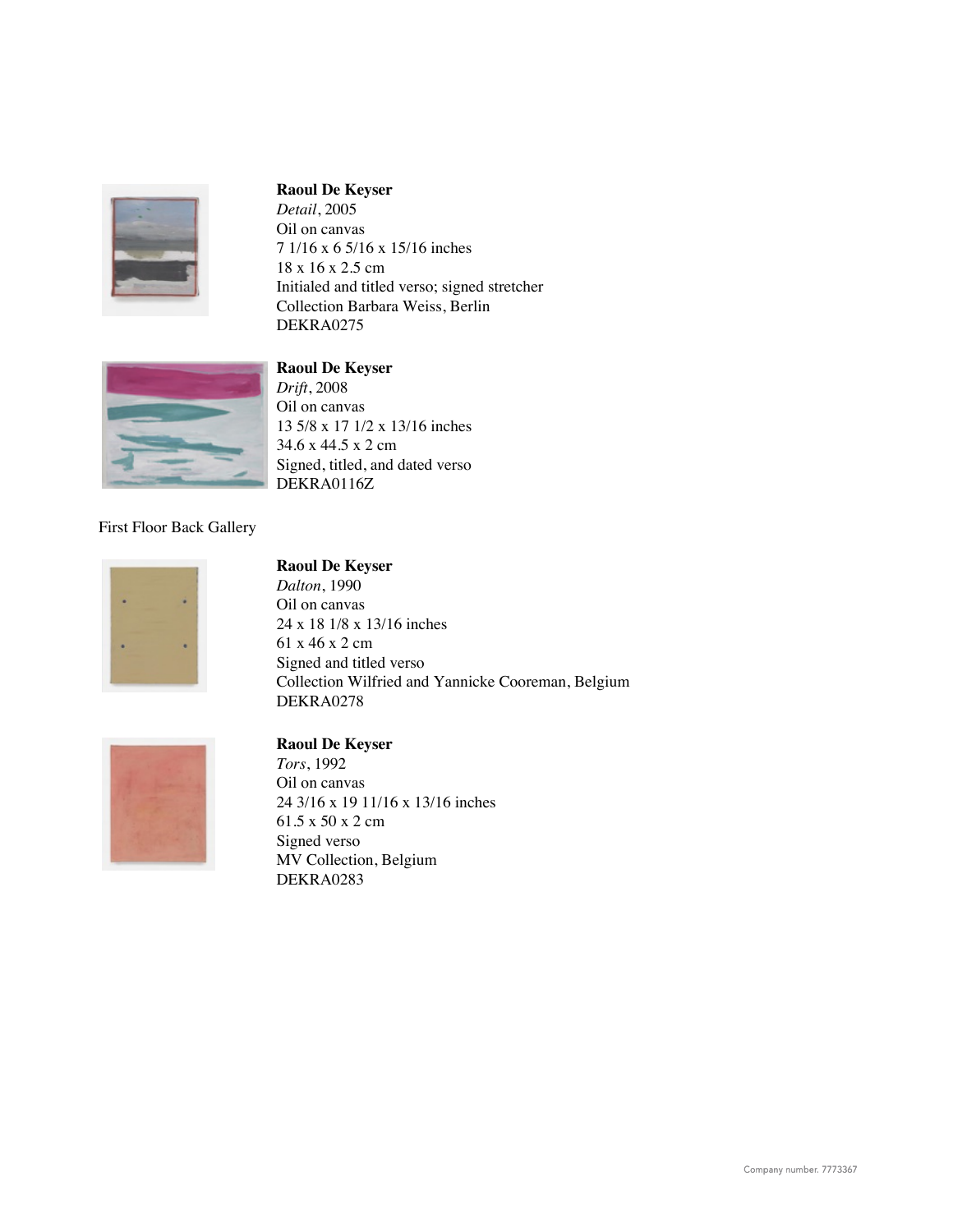**Raoul De Keyser**
*Detail*, 2005
Oil on canvas
7 1/16 x 6 5/16 x 15/16 inches
18 x 16 x 2.5 cm
Initialed and titled verso; signed stretcher
Collection Barbara Weiss, Berlin
DEKRA0275

**Raoul De Keyser**
*Drift*, 2008
Oil on canvas
13 5/8 x 17 1/2 x 13/16 inches
34.6 x 44.5 x 2 cm
Signed, titled, and dated verso
DEKRA0116Z

First Floor Back Gallery

**Raoul De Keyser**
*Dalton*, 1990
Oil on canvas
24 x 18 1/8 x 13/16 inches
61 x 46 x 2 cm
Signed and titled verso
Collection Wilfried and Yannicke Cooreman, Belgium
DEKRA0278

**Raoul De Keyser**
*Tors*, 1992
Oil on canvas
24 3/16 x 19 11/16 x 13/16 inches
61.5 x 50 x 2 cm
Signed verso
MV Collection, Belgium
DEKRA0283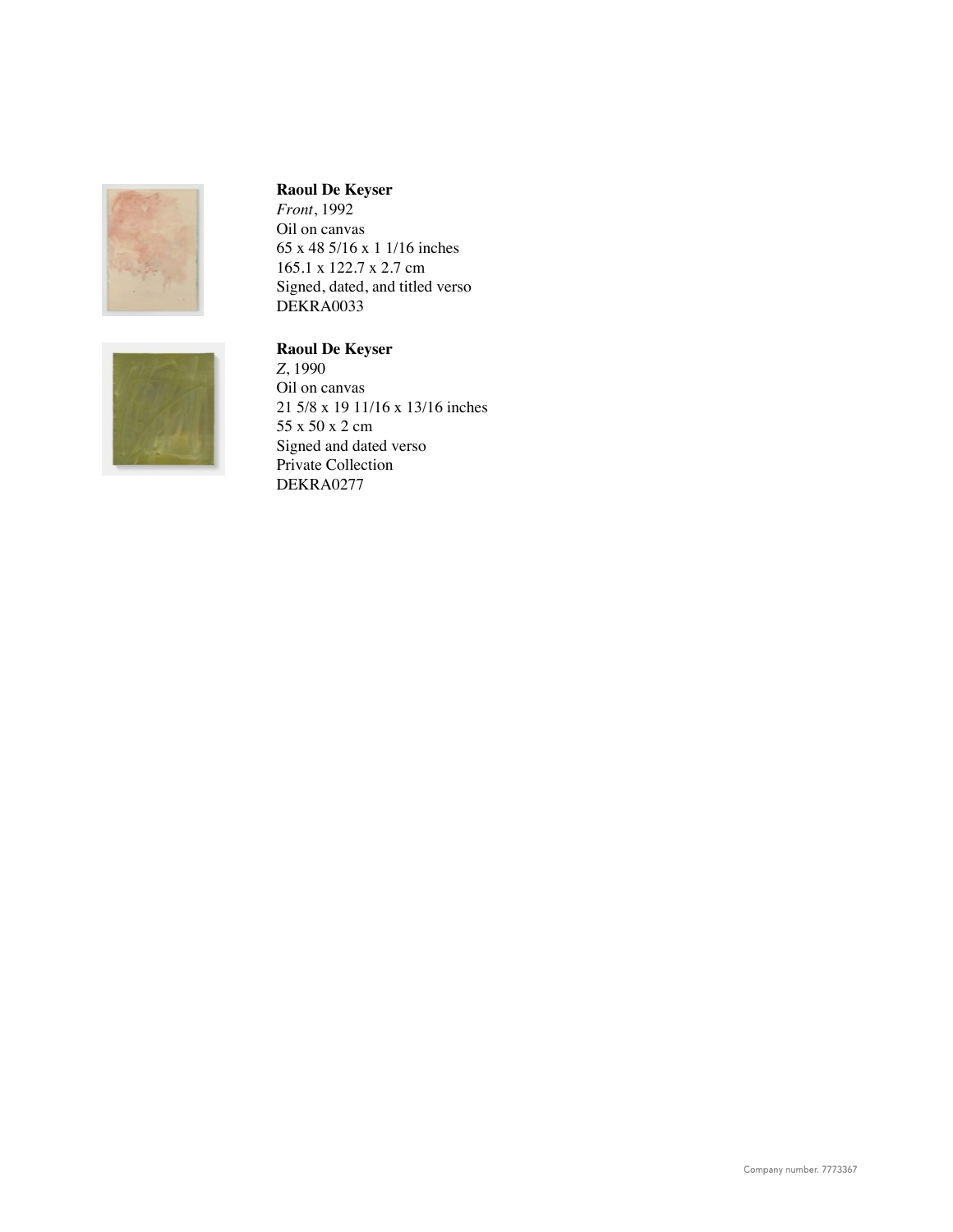**Raoul De Keyser**
*Front*, 1992
Oil on canvas
65 x 48 5/16 x 1 1/16 inches
165.1 x 122.7 x 2.7 cm
Signed, dated, and titled verso
DEKRA0033

**Raoul De Keyser**
*Z*, 1990
Oil on canvas
21 5/8 x 19 11/16 x 13/16 inches
55 x 50 x 2 cm
Signed and dated verso
Private Collection
DEKRA0277